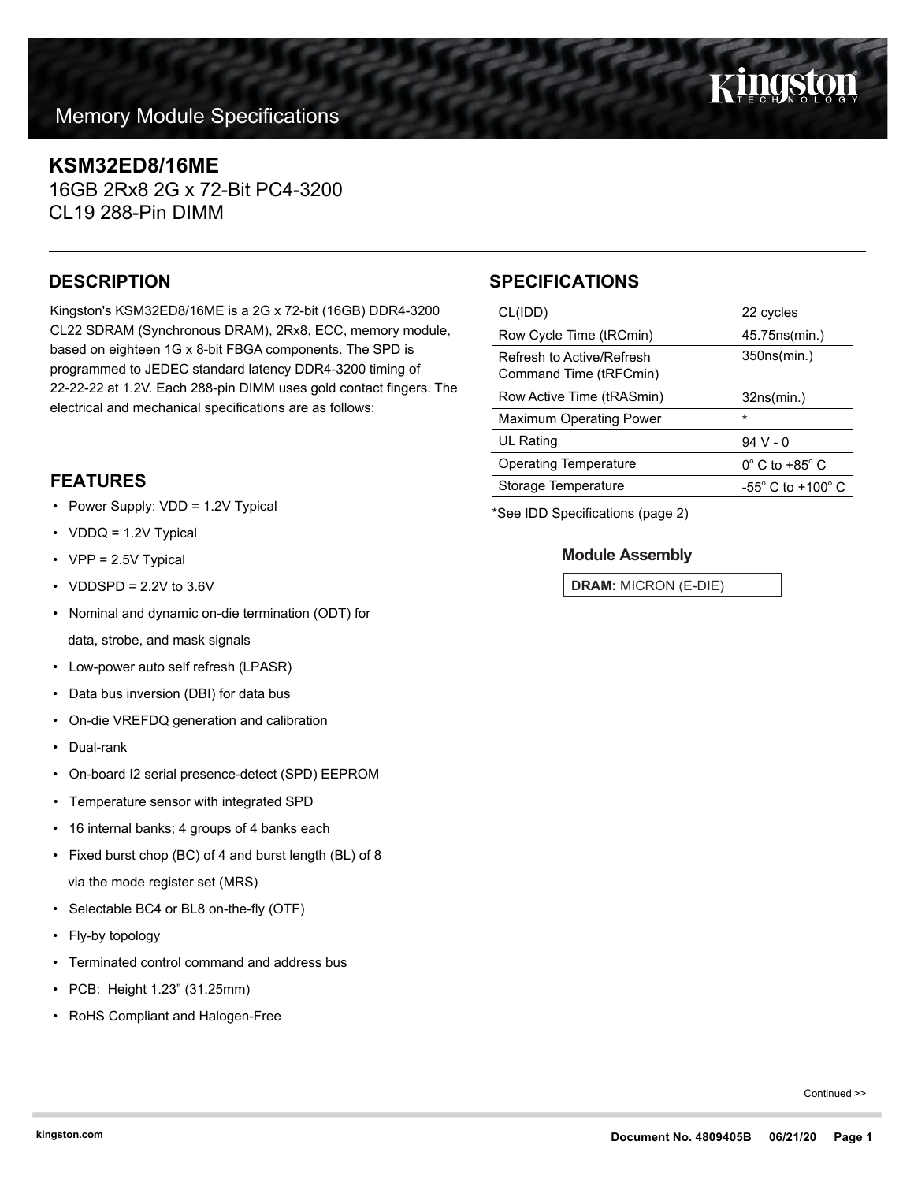Memory Module Specifications

# KSM32ED8/16ME

16GB 2Rx8 2G x 72-Bit PC4-3200
CL19 288-Pin DIMM

## DESCRIPTION

Kingston's KSM32ED8/16ME is a 2G x 72-bit (16GB) DDR4-3200 CL22 SDRAM (Synchronous DRAM), 2Rx8, ECC, memory module, based on eighteen 1G x 8-bit FBGA components. The SPD is programmed to JEDEC standard latency DDR4-3200 timing of 22-22-22 at 1.2V. Each 288-pin DIMM uses gold contact fingers. The electrical and mechanical specifications are as follows:

## SPECIFICATIONS

| | |
|---|---|
| CL(IDD) | 22 cycles |
| Row Cycle Time (tRCmin) | 45.75ns(min.) |
| Refresh to Active/Refresh Command Time (tRFCmin) | 350ns(min.) |
| Row Active Time (tRASmin) | 32ns(min.) |
| Maximum Operating Power | * |
| UL Rating | 94 V - 0 |
| Operating Temperature | 0° C to +85° C |
| Storage Temperature | -55° C to +100° C |

*See IDD Specifications (page 2)

### Module Assembly

**DRAM:** MICRON (E-DIE)

## FEATURES

- Power Supply: VDD = 1.2V Typical
- VDDQ = 1.2V Typical
- VPP = 2.5V Typical
- VDDSPD = 2.2V to 3.6V
- Nominal and dynamic on-die termination (ODT) for data, strobe, and mask signals
- Low-power auto self refresh (LPASR)
- Data bus inversion (DBI) for data bus
- On-die VREFDQ generation and calibration
- Dual-rank
- On-board I2 serial presence-detect (SPD) EEPROM
- Temperature sensor with integrated SPD
- 16 internal banks; 4 groups of 4 banks each
- Fixed burst chop (BC) of 4 and burst length (BL) of 8 via the mode register set (MRS)
- Selectable BC4 or BL8 on-the-fly (OTF)
- Fly-by topology
- Terminated control command and address bus
- PCB: Height 1.23" (31.25mm)
- RoHS Compliant and Halogen-Free

Continued >>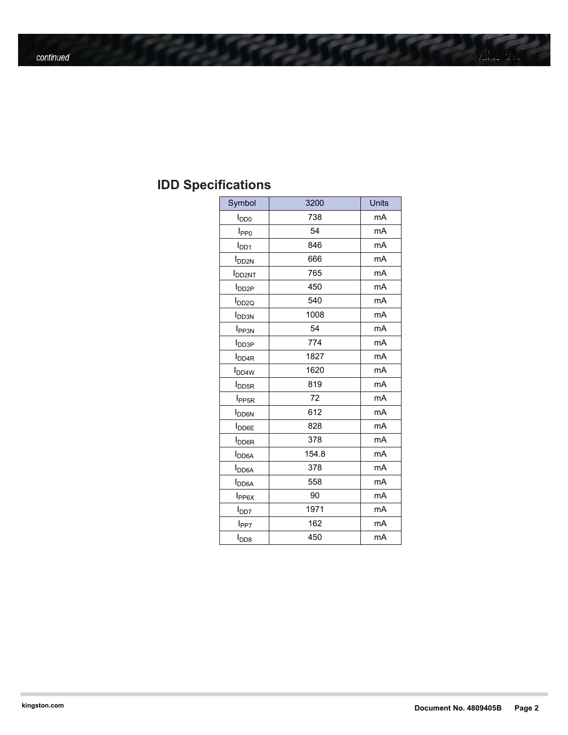## IDD Specifications

| Symbol | 3200 | Units |
|---|---|---|
| $I_{DD0}$ | 738 | mA |
| $I_{PP0}$ | 54 | mA |
| $I_{DD1}$ | 846 | mA |
| $I_{DD2N}$ | 666 | mA |
| $I_{DD2NT}$ | 765 | mA |
| $I_{DD2P}$ | 450 | mA |
| $I_{DD2Q}$ | 540 | mA |
| $I_{DD3N}$ | 1008 | mA |
| $I_{PP3N}$ | 54 | mA |
| $I_{DD3P}$ | 774 | mA |
| $I_{DD4R}$ | 1827 | mA |
| $I_{DD4W}$ | 1620 | mA |
| $I_{DD5R}$ | 819 | mA |
| $I_{PP5R}$ | 72 | mA |
| $I_{DD6N}$ | 612 | mA |
| $I_{DD6E}$ | 828 | mA |
| $I_{DD6R}$ | 378 | mA |
| $I_{DD6A}$ | 154.8 | mA |
| $I_{DD6A}$ | 378 | mA |
| $I_{DD6A}$ | 558 | mA |
| $I_{PP6X}$ | 90 | mA |
| $I_{DD7}$ | 1971 | mA |
| $I_{PP7}$ | 162 | mA |
| $I_{DD8}$ | 450 | mA |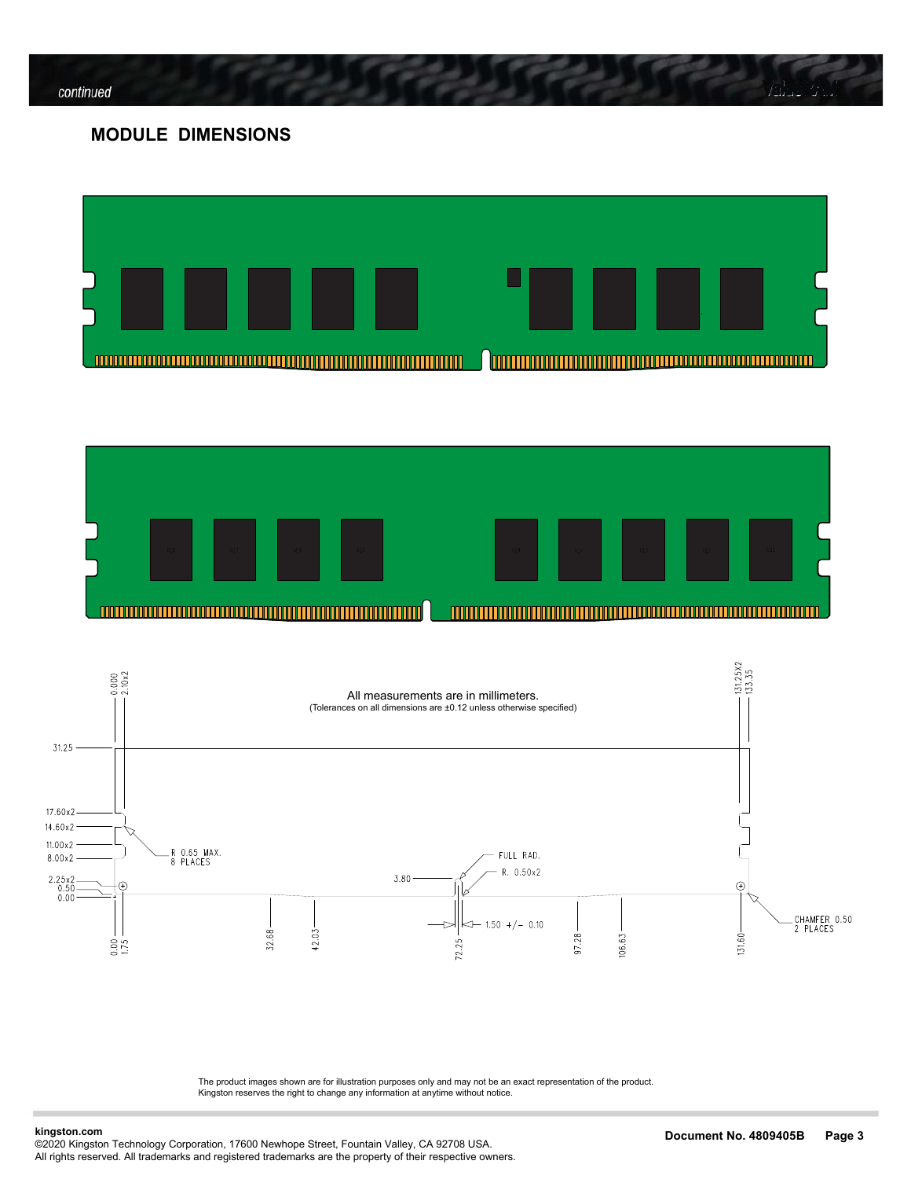continued

## MODULE DIMENSIONS

All measurements are in millimeters.
(Tolerances on all dimensions are ±0.12 unless otherwise specified)

0.000
2.10x2
131.25X2
133.35
31.25
17.60x2
14.60x2
11.00x2
8.00x2
2.25x2
0.50
0.00
R 0.65 MAX.
8 PLACES
FULL RAD.
R. 0.50x2
3.80
1.50 +/- 0.10
CHAMFER 0.50
2 PLACES
0.00
1.75
32.68
42.03
72.25
97.28
106.63
131.60

The product images shown are for illustration purposes only and may not be an exact representation of the product.
Kingston reserves the right to change any information at anytime without notice.

**kingston.com**
©2020 Kingston Technology Corporation, 17600 Newhope Street, Fountain Valley, CA 92708 USA.
All rights reserved. All trademarks and registered trademarks are the property of their respective owners.

**Document No. 4809405B**